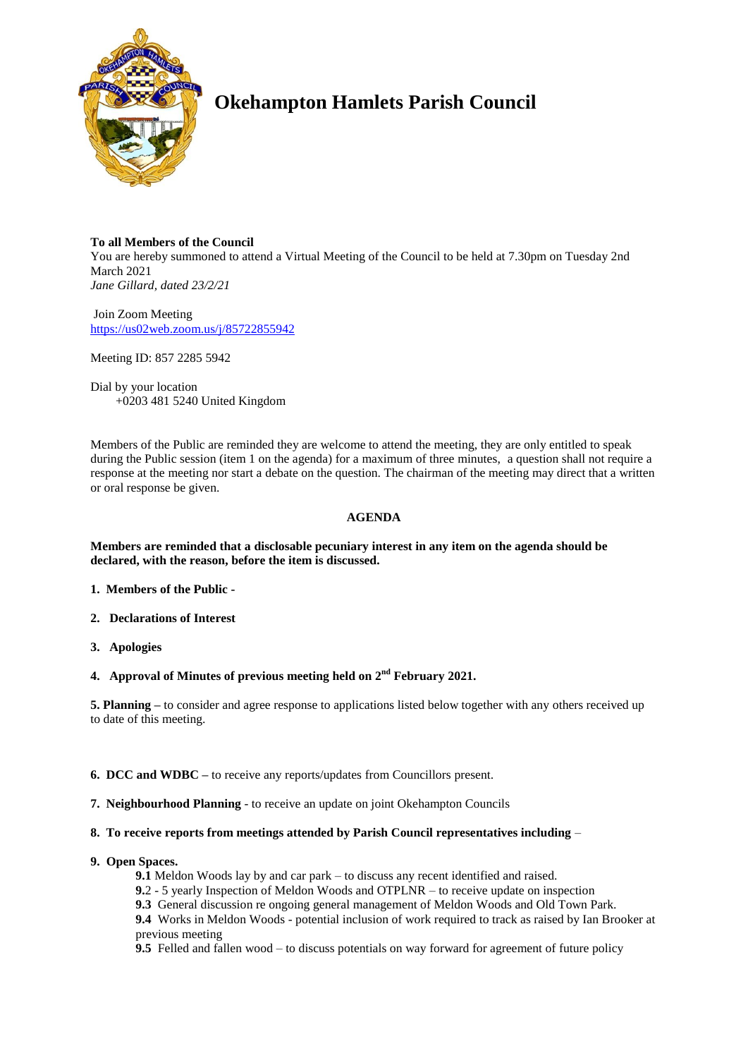# Okehampton Hamlets Parish Council

**To all Members of the Council**
You are hereby summoned to attend a Virtual Meeting of the Council to be held at 7.30pm on Tuesday 2nd March 2021
*Jane Gillard, dated 23/2/21*

Join Zoom Meeting
https://us02web.zoom.us/j/85722855942

Meeting ID: 857 2285 5942

Dial by your location
+0203 481 5240 United Kingdom

Members of the Public are reminded they are welcome to attend the meeting, they are only entitled to speak during the Public session (item 1 on the agenda) for a maximum of three minutes, a question shall not require a response at the meeting nor start a debate on the question. The chairman of the meeting may direct that a written or oral response be given.

## AGENDA

**Members are reminded that a disclosable pecuniary interest in any item on the agenda should be declared, with the reason, before the item is discussed.**

1. **Members of the Public -**
2. **Declarations of Interest**
3. **Apologies**
4. **Approval of Minutes of previous meeting held on 2nd February 2021.**

**5. Planning –** to consider and agree response to applications listed below together with any others received up to date of this meeting.

**6. DCC and WDBC –** to receive any reports/updates from Councillors present.

**7. Neighbourhood Planning** - to receive an update on joint Okehampton Councils

**8. To receive reports from meetings attended by Parish Council representatives including** –

**9. Open Spaces.**

- **9.1** Meldon Woods lay by and car park – to discuss any recent identified and raised.
- **9.**2 - 5 yearly Inspection of Meldon Woods and OTPLNR – to receive update on inspection
- **9.3** General discussion re ongoing general management of Meldon Woods and Old Town Park.
- **9.4** Works in Meldon Woods - potential inclusion of work required to track as raised by Ian Brooker at previous meeting
- **9.5** Felled and fallen wood – to discuss potentials on way forward for agreement of future policy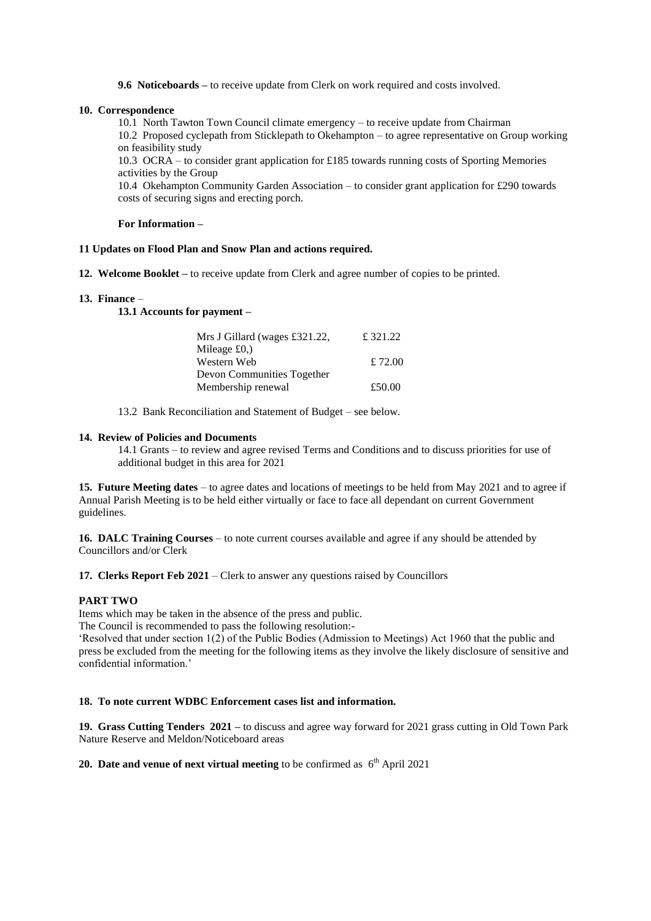**9.6 Noticeboards –** to receive update from Clerk on work required and costs involved.

**10. Correspondence**

10.1 North Tawton Town Council climate emergency – to receive update from Chairman

10.2 Proposed cyclepath from Sticklepath to Okehampton – to agree representative on Group working on feasibility study

10.3 OCRA – to consider grant application for £185 towards running costs of Sporting Memories activities by the Group

10.4 Okehampton Community Garden Association – to consider grant application for £290 towards costs of securing signs and erecting porch.

**For Information –**

**11 Updates on Flood Plan and Snow Plan and actions required.**

**12. Welcome Booklet –** to receive update from Clerk and agree number of copies to be printed.

**13. Finance** –

**13.1 Accounts for payment –**

| | |
|---|---|
| Mrs J Gillard (wages £321.22, Mileage £0,) | £ 321.22 |
| Western Web | £ 72.00 |
| Devon Communities Together Membership renewal | £50.00 |

13.2 Bank Reconciliation and Statement of Budget – see below.

**14. Review of Policies and Documents**

14.1 Grants – to review and agree revised Terms and Conditions and to discuss priorities for use of additional budget in this area for 2021

**15. Future Meeting dates** – to agree dates and locations of meetings to be held from May 2021 and to agree if Annual Parish Meeting is to be held either virtually or face to face all dependant on current Government guidelines.

**16. DALC Training Courses** – to note current courses available and agree if any should be attended by Councillors and/or Clerk

**17. Clerks Report Feb 2021** – Clerk to answer any questions raised by Councillors

**PART TWO**

Items which may be taken in the absence of the press and public.

The Council is recommended to pass the following resolution:-

'Resolved that under section 1(2) of the Public Bodies (Admission to Meetings) Act 1960 that the public and press be excluded from the meeting for the following items as they involve the likely disclosure of sensitive and confidential information.'

**18. To note current WDBC Enforcement cases list and information.**

**19. Grass Cutting Tenders 2021 –** to discuss and agree way forward for 2021 grass cutting in Old Town Park Nature Reserve and Meldon/Noticeboard areas

**20. Date and venue of next virtual meeting** to be confirmed as 6th April 2021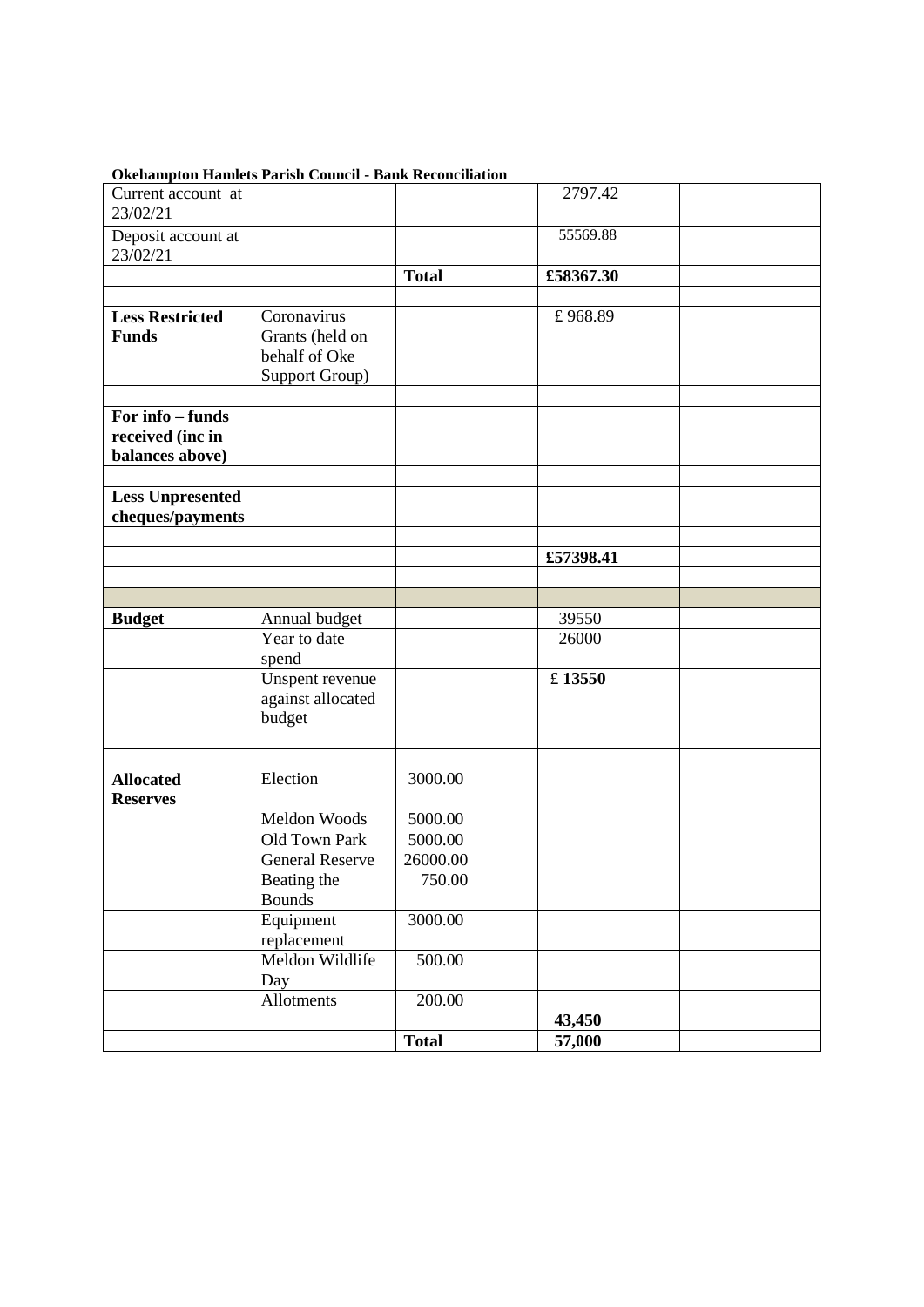**Okehampton Hamlets Parish Council - Bank Reconciliation**

| | | | | |
|---|---|---|---|---|
| Current account at 23/02/21 | | | 2797.42 | |
| Deposit account at 23/02/21 | | | 55569.88 | |
| | | **Total** | **£58367.30** | |
| | | | | |
| **Less Restricted Funds** | Coronavirus Grants (held on behalf of Oke Support Group) | | £ 968.89 | |
| | | | | |
| **For info – funds received (inc in balances above)** | | | | |
| | | | | |
| **Less Unpresented cheques/payments** | | | | |
| | | | | |
| | | | **£57398.41** | |
| | | | | |
| | | | | |
| **Budget** | Annual budget | | 39550 | |
| | Year to date spend | | 26000 | |
| | Unspent revenue against allocated budget | | £ **13550** | |
| | | | | |
| | | | | |
| **Allocated Reserves** | Election | 3000.00 | | |
| | Meldon Woods | 5000.00 | | |
| | Old Town Park | 5000.00 | | |
| | General Reserve | 26000.00 | | |
| | Beating the Bounds | 750.00 | | |
| | Equipment replacement | 3000.00 | | |
| | Meldon Wildlife Day | 500.00 | | |
| | Allotments | 200.00 | **43,450** | |
| | | **Total** | **57,000** | |